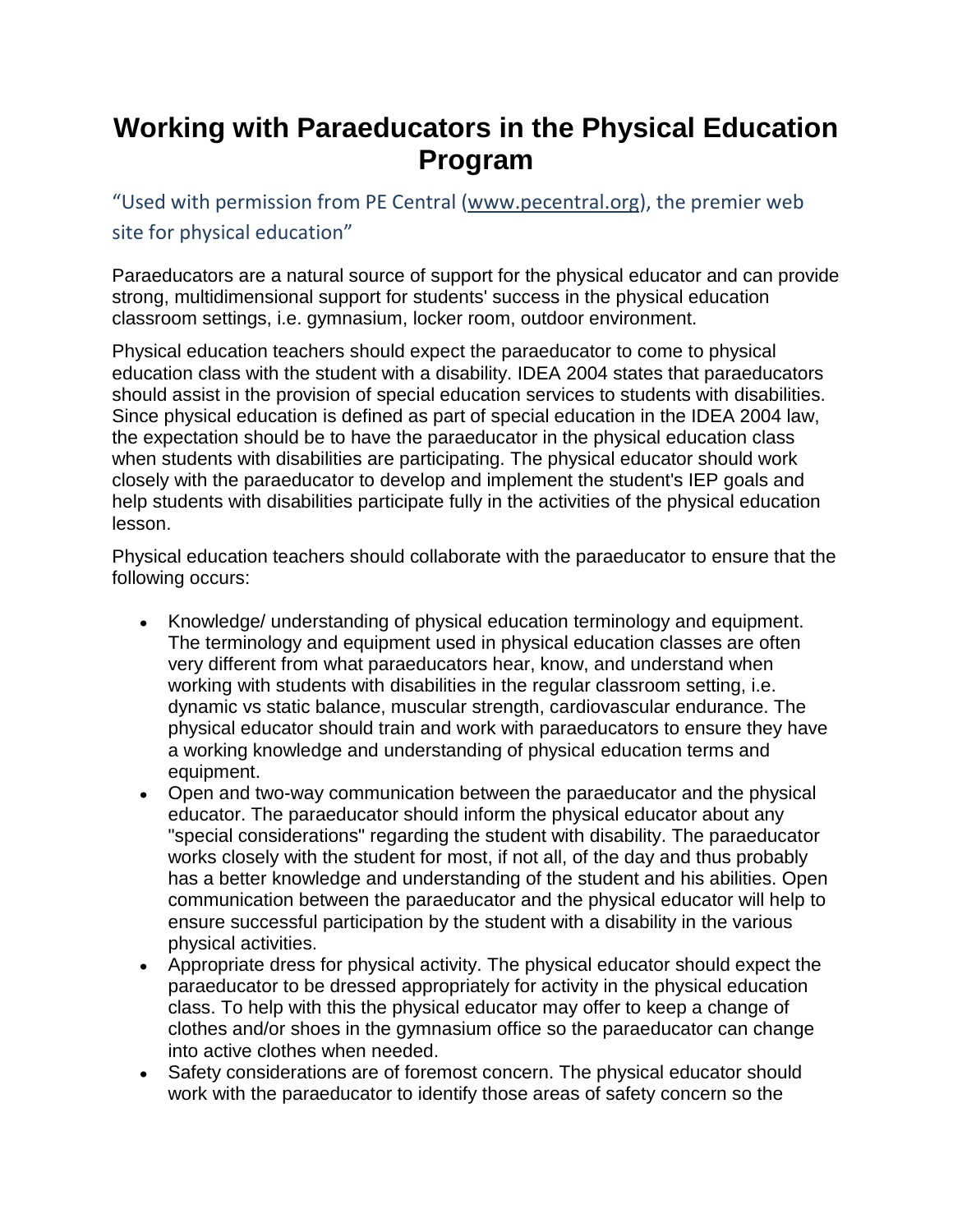# Working with Paraeducators in the Physical Education Program

"Used with permission from PE Central (www.pecentral.org), the premier web site for physical education"

Paraeducators are a natural source of support for the physical educator and can provide strong, multidimensional support for students' success in the physical education classroom settings, i.e. gymnasium, locker room, outdoor environment.

Physical education teachers should expect the paraeducator to come to physical education class with the student with a disability. IDEA 2004 states that paraeducators should assist in the provision of special education services to students with disabilities. Since physical education is defined as part of special education in the IDEA 2004 law, the expectation should be to have the paraeducator in the physical education class when students with disabilities are participating. The physical educator should work closely with the paraeducator to develop and implement the student's IEP goals and help students with disabilities participate fully in the activities of the physical education lesson.

Physical education teachers should collaborate with the paraeducator to ensure that the following occurs:

- Knowledge/ understanding of physical education terminology and equipment. The terminology and equipment used in physical education classes are often very different from what paraeducators hear, know, and understand when working with students with disabilities in the regular classroom setting, i.e. dynamic vs static balance, muscular strength, cardiovascular endurance. The physical educator should train and work with paraeducators to ensure they have a working knowledge and understanding of physical education terms and equipment.
- Open and two-way communication between the paraeducator and the physical educator. The paraeducator should inform the physical educator about any "special considerations" regarding the student with disability. The paraeducator works closely with the student for most, if not all, of the day and thus probably has a better knowledge and understanding of the student and his abilities. Open communication between the paraeducator and the physical educator will help to ensure successful participation by the student with a disability in the various physical activities.
- Appropriate dress for physical activity. The physical educator should expect the paraeducator to be dressed appropriately for activity in the physical education class. To help with this the physical educator may offer to keep a change of clothes and/or shoes in the gymnasium office so the paraeducator can change into active clothes when needed.
- Safety considerations are of foremost concern. The physical educator should work with the paraeducator to identify those areas of safety concern so the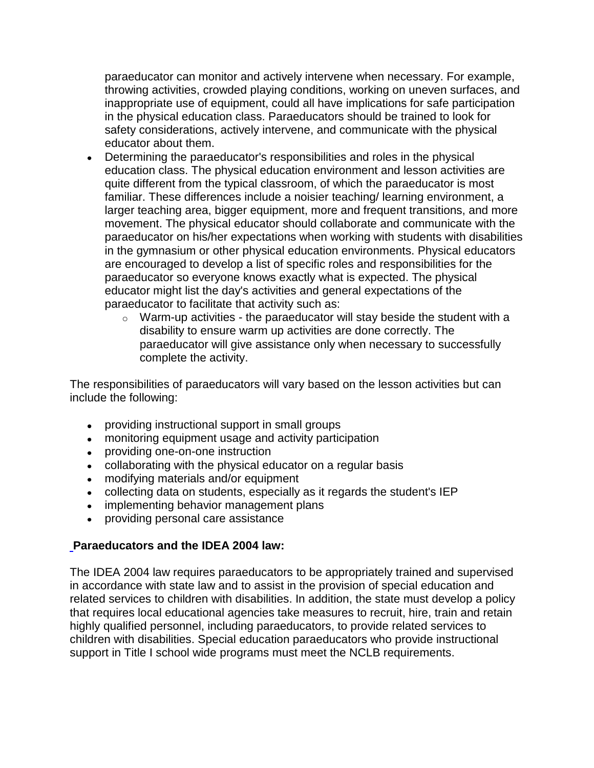paraeducator can monitor and actively intervene when necessary. For example, throwing activities, crowded playing conditions, working on uneven surfaces, and inappropriate use of equipment, could all have implications for safe participation in the physical education class. Paraeducators should be trained to look for safety considerations, actively intervene, and communicate with the physical educator about them.

- Determining the paraeducator's responsibilities and roles in the physical education class. The physical education environment and lesson activities are quite different from the typical classroom, of which the paraeducator is most familiar. These differences include a noisier teaching/ learning environment, a larger teaching area, bigger equipment, more and frequent transitions, and more movement. The physical educator should collaborate and communicate with the paraeducator on his/her expectations when working with students with disabilities in the gymnasium or other physical education environments. Physical educators are encouraged to develop a list of specific roles and responsibilities for the paraeducator so everyone knows exactly what is expected. The physical educator might list the day's activities and general expectations of the paraeducator to facilitate that activity such as:
    - Warm-up activities - the paraeducator will stay beside the student with a disability to ensure warm up activities are done correctly. The paraeducator will give assistance only when necessary to successfully complete the activity.

The responsibilities of paraeducators will vary based on the lesson activities but can include the following:

- providing instructional support in small groups
- monitoring equipment usage and activity participation
- providing one-on-one instruction
- collaborating with the physical educator on a regular basis
- modifying materials and/or equipment
- collecting data on students, especially as it regards the student's IEP
- implementing behavior management plans
- providing personal care assistance

**Paraeducators and the IDEA 2004 law:**

The IDEA 2004 law requires paraeducators to be appropriately trained and supervised in accordance with state law and to assist in the provision of special education and related services to children with disabilities. In addition, the state must develop a policy that requires local educational agencies take measures to recruit, hire, train and retain highly qualified personnel, including paraeducators, to provide related services to children with disabilities. Special education paraeducators who provide instructional support in Title I school wide programs must meet the NCLB requirements.